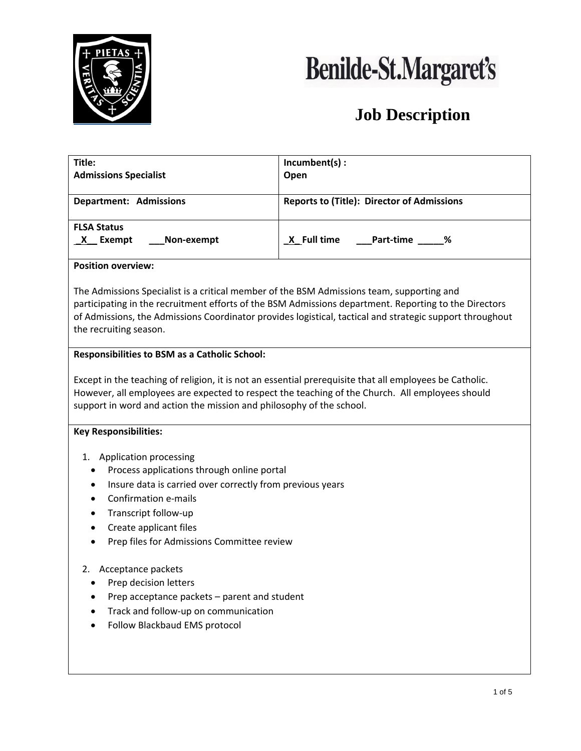# Benilde-St.Margaret's

## Job Description

| **Title:**<br>**Admissions Specialist** | **Incumbent(s) :**<br>**Open** |
|---|---|
| **Department: Admissions** | **Reports to (Title): Director of Admissions** |
| **FLSA Status**<br>**_X__ Exempt ___Non-exempt** | **_X_ Full time ___Part-time _____%** |

**Position overview:**

The Admissions Specialist is a critical member of the BSM Admissions team, supporting and participating in the recruitment efforts of the BSM Admissions department. Reporting to the Directors of Admissions, the Admissions Coordinator provides logistical, tactical and strategic support throughout the recruiting season.

**Responsibilities to BSM as a Catholic School:**

Except in the teaching of religion, it is not an essential prerequisite that all employees be Catholic. However, all employees are expected to respect the teaching of the Church. All employees should support in word and action the mission and philosophy of the school.

**Key Responsibilities:**

1. Application processing
   - Process applications through online portal
   - Insure data is carried over correctly from previous years
   - Confirmation e-mails
   - Transcript follow-up
   - Create applicant files
   - Prep files for Admissions Committee review

2. Acceptance packets
   - Prep decision letters
   - Prep acceptance packets – parent and student
   - Track and follow-up on communication
   - Follow Blackbaud EMS protocol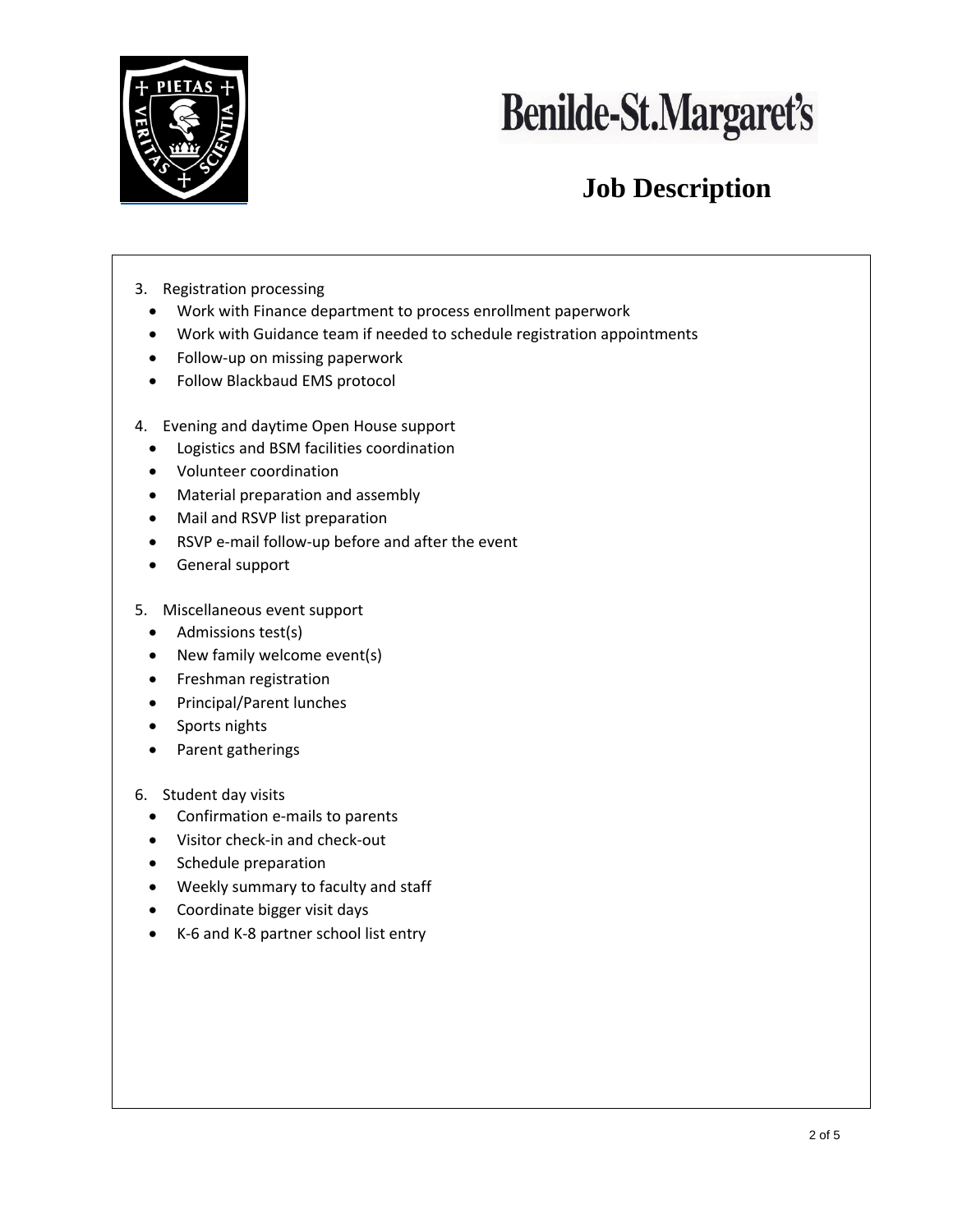3. Registration processing
   - Work with Finance department to process enrollment paperwork
   - Work with Guidance team if needed to schedule registration appointments
   - Follow-up on missing paperwork
   - Follow Blackbaud EMS protocol

4. Evening and daytime Open House support
   - Logistics and BSM facilities coordination
   - Volunteer coordination
   - Material preparation and assembly
   - Mail and RSVP list preparation
   - RSVP e-mail follow-up before and after the event
   - General support

5. Miscellaneous event support
   - Admissions test(s)
   - New family welcome event(s)
   - Freshman registration
   - Principal/Parent lunches
   - Sports nights
   - Parent gatherings

6. Student day visits
   - Confirmation e-mails to parents
   - Visitor check-in and check-out
   - Schedule preparation
   - Weekly summary to faculty and staff
   - Coordinate bigger visit days
   - K-6 and K-8 partner school list entry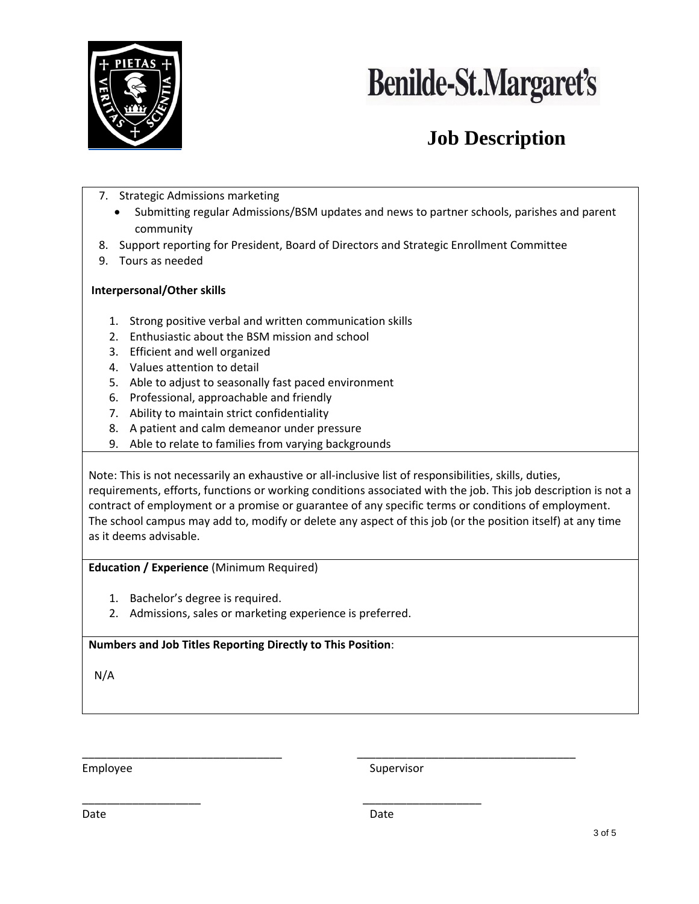# Benilde-St.Margaret's

## Job Description

7. Strategic Admissions marketing
   - Submitting regular Admissions/BSM updates and news to partner schools, parishes and parent community
8. Support reporting for President, Board of Directors and Strategic Enrollment Committee
9. Tours as needed

**Interpersonal/Other skills**

1. Strong positive verbal and written communication skills
2. Enthusiastic about the BSM mission and school
3. Efficient and well organized
4. Values attention to detail
5. Able to adjust to seasonally fast paced environment
6. Professional, approachable and friendly
7. Ability to maintain strict confidentiality
8. A patient and calm demeanor under pressure
9. Able to relate to families from varying backgrounds

Note: This is not necessarily an exhaustive or all-inclusive list of responsibilities, skills, duties, requirements, efforts, functions or working conditions associated with the job. This job description is not a contract of employment or a promise or guarantee of any specific terms or conditions of employment. The school campus may add to, modify or delete any aspect of this job (or the position itself) at any time as it deems advisable.

**Education / Experience** (Minimum Required)

1. Bachelor's degree is required.
2. Admissions, sales or marketing experience is preferred.

**Numbers and Job Titles Reporting Directly to This Position**:

N/A

\_\_\_\_\_\_\_\_\_\_\_\_\_\_\_\_\_\_\_\_\_\_\_\_\_\_\_\_\_\_\_\_ &nbsp;&nbsp;&nbsp;&nbsp; \_\_\_\_\_\_\_\_\_\_\_\_\_\_\_\_\_\_\_\_\_\_\_\_\_\_\_\_\_\_\_\_\_\_\_

Employee &nbsp;&nbsp;&nbsp;&nbsp; Supervisor

\_\_\_\_\_\_\_\_\_\_\_\_\_\_\_\_\_\_\_ &nbsp;&nbsp;&nbsp;&nbsp; \_\_\_\_\_\_\_\_\_\_\_\_\_\_\_\_\_\_\_

Date &nbsp;&nbsp;&nbsp;&nbsp; Date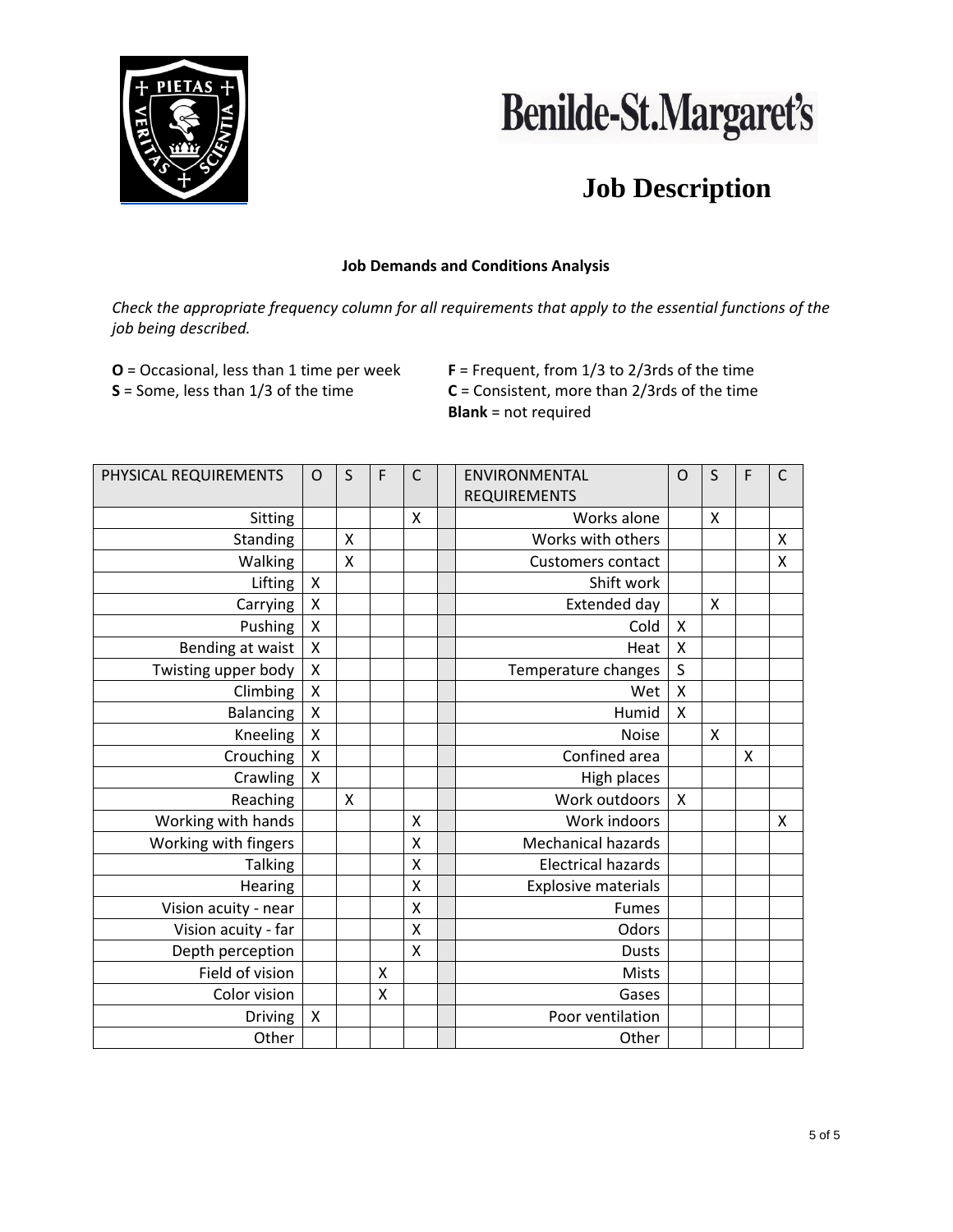Benilde-St.Margaret's

# Job Description

**Job Demands and Conditions Analysis**

*Check the appropriate frequency column for all requirements that apply to the essential functions of the job being described.*

**O** = Occasional, less than 1 time per week
**S** = Some, less than 1/3 of the time
**F** = Frequent, from 1/3 to 2/3rds of the time
**C** = Consistent, more than 2/3rds of the time
**Blank** = not required

| PHYSICAL REQUIREMENTS | O | S | F | C | | ENVIRONMENTAL REQUIREMENTS | O | S | F | C |
|---|---|---|---|---|---|---|---|---|---|---|
| Sitting | | | | X | | Works alone | | X | | |
| Standing | | X | | | | Works with others | | | | X |
| Walking | | X | | | | Customers contact | | | | X |
| Lifting | X | | | | | Shift work | | | | |
| Carrying | X | | | | | Extended day | | X | | |
| Pushing | X | | | | | Cold | X | | | |
| Bending at waist | X | | | | | Heat | X | | | |
| Twisting upper body | X | | | | | Temperature changes | S | | | |
| Climbing | X | | | | | Wet | X | | | |
| Balancing | X | | | | | Humid | X | | | |
| Kneeling | X | | | | | Noise | | X | | |
| Crouching | X | | | | | Confined area | | | X | |
| Crawling | X | | | | | High places | | | | |
| Reaching | | X | | | | Work outdoors | X | | | |
| Working with hands | | | | X | | Work indoors | | | | X |
| Working with fingers | | | | X | | Mechanical hazards | | | | |
| Talking | | | | X | | Electrical hazards | | | | |
| Hearing | | | | X | | Explosive materials | | | | |
| Vision acuity - near | | | | X | | Fumes | | | | |
| Vision acuity - far | | | | X | | Odors | | | | |
| Depth perception | | | | X | | Dusts | | | | |
| Field of vision | | | X | | | Mists | | | | |
| Color vision | | | X | | | Gases | | | | |
| Driving | X | | | | | Poor ventilation | | | | |
| Other | | | | | | Other | | | | |